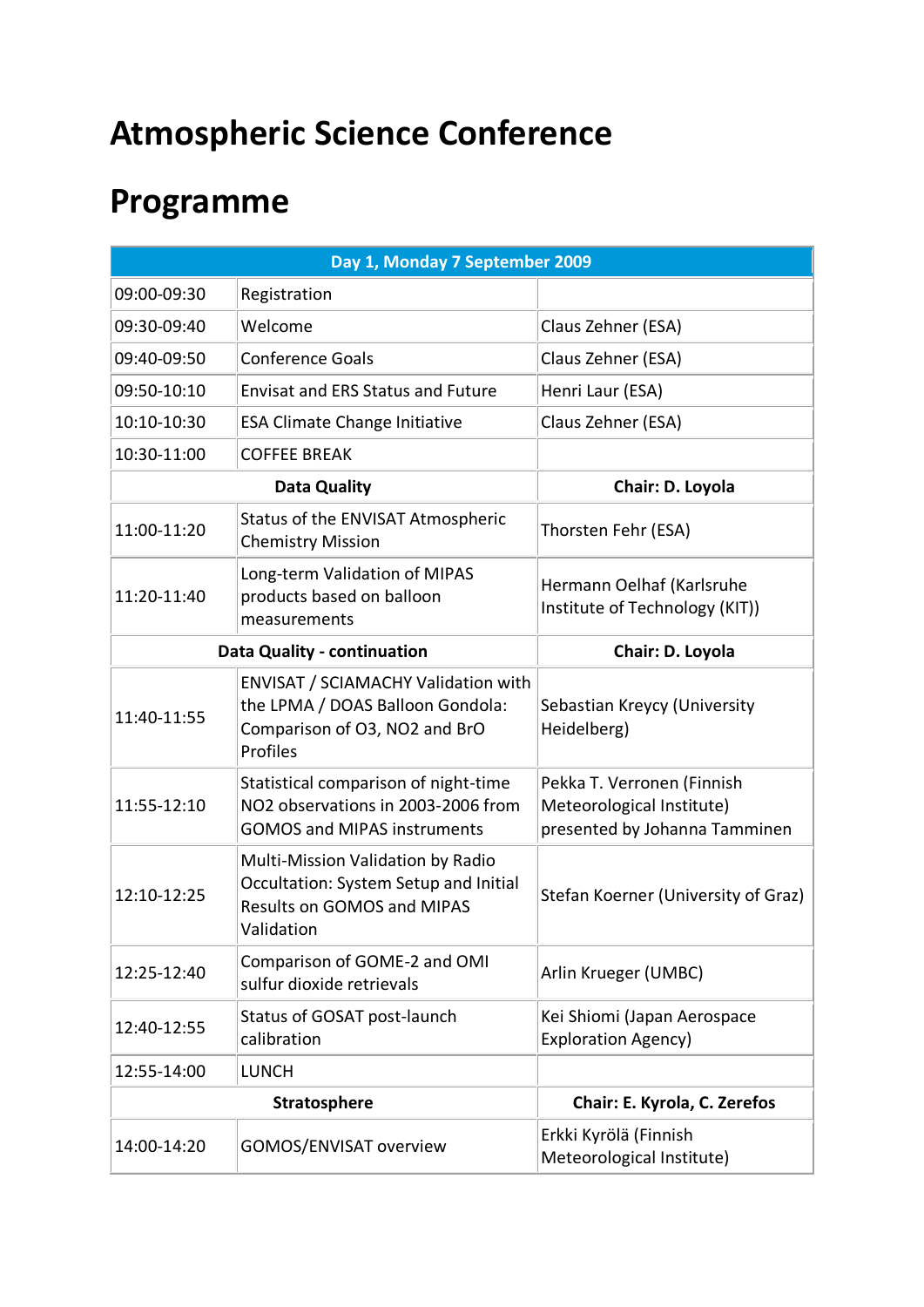# Atmospheric Science Conference

# Programme

| Day 1, Monday 7 September 2009 | | |
|---|---|---|
| 09:00-09:30 | Registration | |
| 09:30-09:40 | Welcome | Claus Zehner (ESA) |
| 09:40-09:50 | Conference Goals | Claus Zehner (ESA) |
| 09:50-10:10 | Envisat and ERS Status and Future | Henri Laur (ESA) |
| 10:10-10:30 | ESA Climate Change Initiative | Claus Zehner (ESA) |
| 10:30-11:00 | COFFEE BREAK | |
| **Data Quality** | | **Chair: D. Loyola** |
| 11:00-11:20 | Status of the ENVISAT Atmospheric Chemistry Mission | Thorsten Fehr (ESA) |
| 11:20-11:40 | Long-term Validation of MIPAS products based on balloon measurements | Hermann Oelhaf (Karlsruhe Institute of Technology (KIT)) |
| **Data Quality - continuation** | | **Chair: D. Loyola** |
| 11:40-11:55 | ENVISAT / SCIAMACHY Validation with the LPMA / DOAS Balloon Gondola: Comparison of O3, NO2 and BrO Profiles | Sebastian Kreycy (University Heidelberg) |
| 11:55-12:10 | Statistical comparison of night-time NO2 observations in 2003-2006 from GOMOS and MIPAS instruments | Pekka T. Verronen (Finnish Meteorological Institute) presented by Johanna Tamminen |
| 12:10-12:25 | Multi-Mission Validation by Radio Occultation: System Setup and Initial Results on GOMOS and MIPAS Validation | Stefan Koerner (University of Graz) |
| 12:25-12:40 | Comparison of GOME-2 and OMI sulfur dioxide retrievals | Arlin Krueger (UMBC) |
| 12:40-12:55 | Status of GOSAT post-launch calibration | Kei Shiomi (Japan Aerospace Exploration Agency) |
| 12:55-14:00 | LUNCH | |
| **Stratosphere** | | **Chair: E. Kyrola, C. Zerefos** |
| 14:00-14:20 | GOMOS/ENVISAT overview | Erkki Kyrölä (Finnish Meteorological Institute) |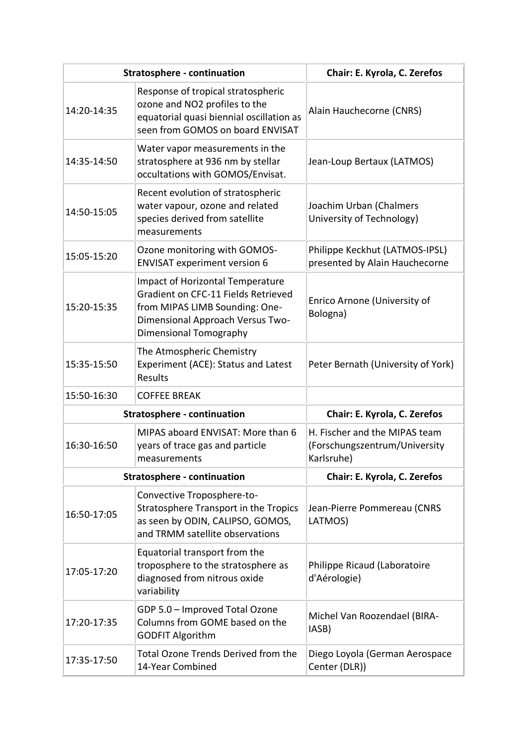| Stratosphere - continuation | | Chair: E. Kyrola, C. Zerefos |
|---|---|---|
| 14:20-14:35 | Response of tropical stratospheric ozone and NO2 profiles to the equatorial quasi biennial oscillation as seen from GOMOS on board ENVISAT | Alain Hauchecorne (CNRS) |
| 14:35-14:50 | Water vapor measurements in the stratosphere at 936 nm by stellar occultations with GOMOS/Envisat. | Jean-Loup Bertaux (LATMOS) |
| 14:50-15:05 | Recent evolution of stratospheric water vapour, ozone and related species derived from satellite measurements | Joachim Urban (Chalmers University of Technology) |
| 15:05-15:20 | Ozone monitoring with GOMOS-ENVISAT experiment version 6 | Philippe Keckhut (LATMOS-IPSL) presented by Alain Hauchecorne |
| 15:20-15:35 | Impact of Horizontal Temperature Gradient on CFC-11 Fields Retrieved from MIPAS LIMB Sounding: One-Dimensional Approach Versus Two-Dimensional Tomography | Enrico Arnone (University of Bologna) |
| 15:35-15:50 | The Atmospheric Chemistry Experiment (ACE): Status and Latest Results | Peter Bernath (University of York) |
| 15:50-16:30 | COFFEE BREAK | |
| Stratosphere - continuation | | Chair: E. Kyrola, C. Zerefos |
| 16:30-16:50 | MIPAS aboard ENVISAT: More than 6 years of trace gas and particle measurements | H. Fischer and the MIPAS team (Forschungszentrum/University Karlsruhe) |
| Stratosphere - continuation | | Chair: E. Kyrola, C. Zerefos |
| 16:50-17:05 | Convective Troposphere-to-Stratosphere Transport in the Tropics as seen by ODIN, CALIPSO, GOMOS, and TRMM satellite observations | Jean-Pierre Pommereau (CNRS LATMOS) |
| 17:05-17:20 | Equatorial transport from the troposphere to the stratosphere as diagnosed from nitrous oxide variability | Philippe Ricaud (Laboratoire d'Aérologie) |
| 17:20-17:35 | GDP 5.0 – Improved Total Ozone Columns from GOME based on the GODFIT Algorithm | Michel Van Roozendael (BIRA-IASB) |
| 17:35-17:50 | Total Ozone Trends Derived from the 14-Year Combined | Diego Loyola (German Aerospace Center (DLR)) |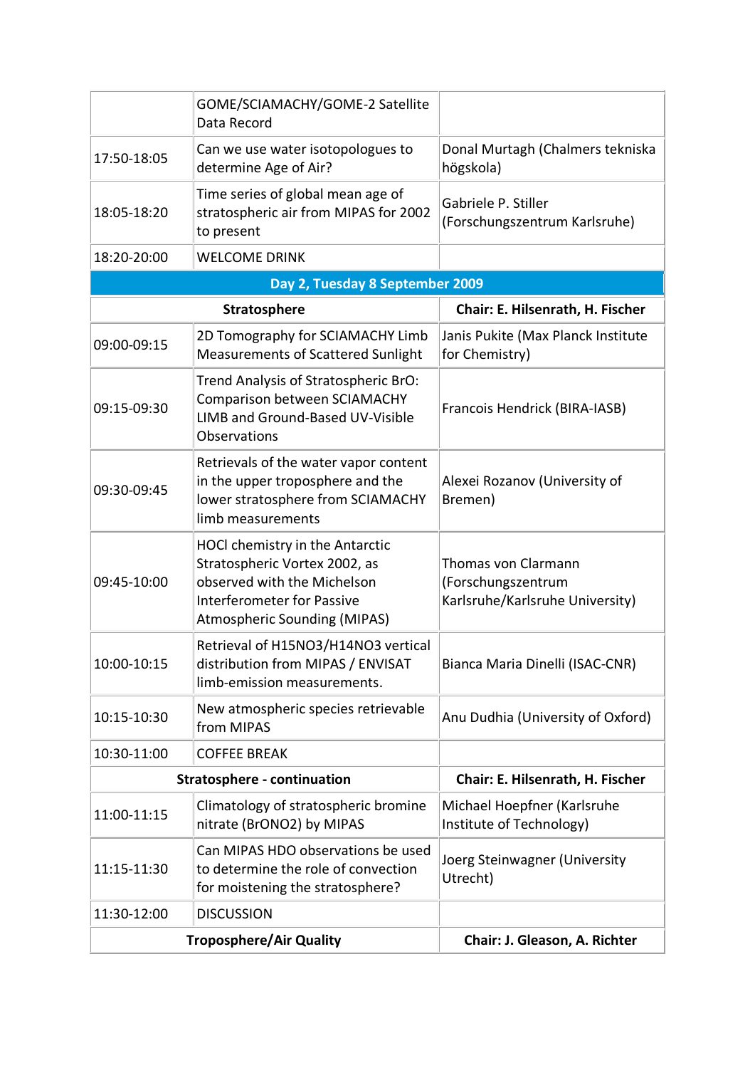| | | |
|---|---|---|
| | GOME/SCIAMACHY/GOME-2 Satellite Data Record | |
| 17:50-18:05 | Can we use water isotopologues to determine Age of Air? | Donal Murtagh (Chalmers tekniska högskola) |
| 18:05-18:20 | Time series of global mean age of stratospheric air from MIPAS for 2002 to present | Gabriele P. Stiller (Forschungszentrum Karlsruhe) |
| 18:20-20:00 | WELCOME DRINK | |
| **Day 2, Tuesday 8 September 2009** | | |
| **Stratosphere** | | **Chair: E. Hilsenrath, H. Fischer** |
| 09:00-09:15 | 2D Tomography for SCIAMACHY Limb Measurements of Scattered Sunlight | Janis Pukite (Max Planck Institute for Chemistry) |
| 09:15-09:30 | Trend Analysis of Stratospheric BrO: Comparison between SCIAMACHY LIMB and Ground-Based UV-Visible Observations | Francois Hendrick (BIRA-IASB) |
| 09:30-09:45 | Retrievals of the water vapor content in the upper troposphere and the lower stratosphere from SCIAMACHY limb measurements | Alexei Rozanov (University of Bremen) |
| 09:45-10:00 | HOCl chemistry in the Antarctic Stratospheric Vortex 2002, as observed with the Michelson Interferometer for Passive Atmospheric Sounding (MIPAS) | Thomas von Clarmann (Forschungszentrum Karlsruhe/Karlsruhe University) |
| 10:00-10:15 | Retrieval of H15NO3/H14NO3 vertical distribution from MIPAS / ENVISAT limb-emission measurements. | Bianca Maria Dinelli (ISAC-CNR) |
| 10:15-10:30 | New atmospheric species retrievable from MIPAS | Anu Dudhia (University of Oxford) |
| 10:30-11:00 | COFFEE BREAK | |
| **Stratosphere - continuation** | | **Chair: E. Hilsenrath, H. Fischer** |
| 11:00-11:15 | Climatology of stratospheric bromine nitrate (BrONO2) by MIPAS | Michael Hoepfner (Karlsruhe Institute of Technology) |
| 11:15-11:30 | Can MIPAS HDO observations be used to determine the role of convection for moistening the stratosphere? | Joerg Steinwagner (University Utrecht) |
| 11:30-12:00 | DISCUSSION | |
| **Troposphere/Air Quality** | | **Chair: J. Gleason, A. Richter** |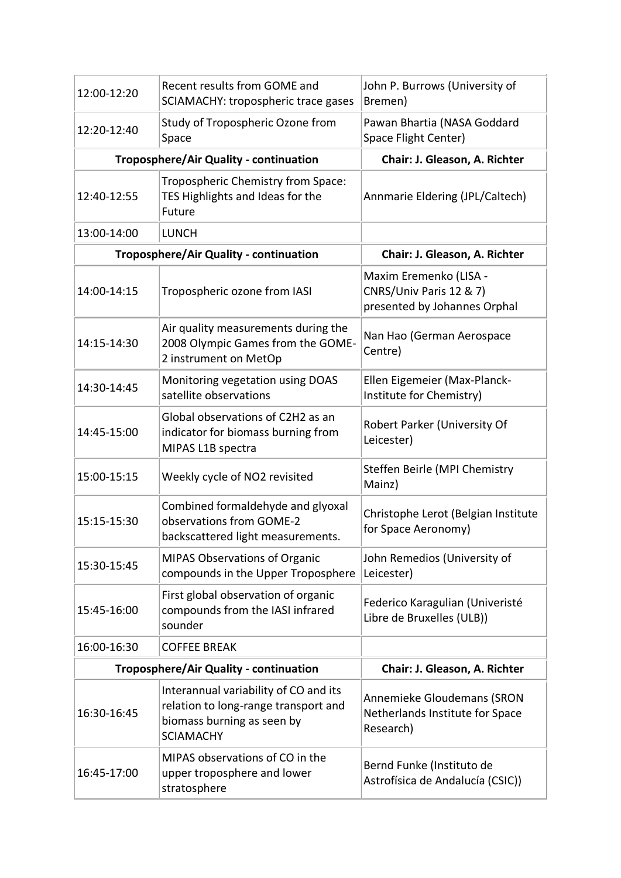| | | |
|---|---|---|
| 12:00-12:20 | Recent results from GOME and SCIAMACHY: tropospheric trace gases | John P. Burrows (University of Bremen) |
| 12:20-12:40 | Study of Tropospheric Ozone from Space | Pawan Bhartia (NASA Goddard Space Flight Center) |
| **Troposphere/Air Quality - continuation** | | **Chair: J. Gleason, A. Richter** |
| 12:40-12:55 | Tropospheric Chemistry from Space: TES Highlights and Ideas for the Future | Annmarie Eldering (JPL/Caltech) |
| 13:00-14:00 | LUNCH | |
| **Troposphere/Air Quality - continuation** | | **Chair: J. Gleason, A. Richter** |
| 14:00-14:15 | Tropospheric ozone from IASI | Maxim Eremenko (LISA - CNRS/Univ Paris 12 & 7) presented by Johannes Orphal |
| 14:15-14:30 | Air quality measurements during the 2008 Olympic Games from the GOME-2 instrument on MetOp | Nan Hao (German Aerospace Centre) |
| 14:30-14:45 | Monitoring vegetation using DOAS satellite observations | Ellen Eigemeier (Max-Planck-Institute for Chemistry) |
| 14:45-15:00 | Global observations of C2H2 as an indicator for biomass burning from MIPAS L1B spectra | Robert Parker (University Of Leicester) |
| 15:00-15:15 | Weekly cycle of NO2 revisited | Steffen Beirle (MPI Chemistry Mainz) |
| 15:15-15:30 | Combined formaldehyde and glyoxal observations from GOME-2 backscattered light measurements. | Christophe Lerot (Belgian Institute for Space Aeronomy) |
| 15:30-15:45 | MIPAS Observations of Organic compounds in the Upper Troposphere | John Remedios (University of Leicester) |
| 15:45-16:00 | First global observation of organic compounds from the IASI infrared sounder | Federico Karagulian (Univeristé Libre de Bruxelles (ULB)) |
| 16:00-16:30 | COFFEE BREAK | |
| **Troposphere/Air Quality - continuation** | | **Chair: J. Gleason, A. Richter** |
| 16:30-16:45 | Interannual variability of CO and its relation to long-range transport and biomass burning as seen by SCIAMACHY | Annemieke Gloudemans (SRON Netherlands Institute for Space Research) |
| 16:45-17:00 | MIPAS observations of CO in the upper troposphere and lower stratosphere | Bernd Funke (Instituto de Astrofísica de Andalucía (CSIC)) |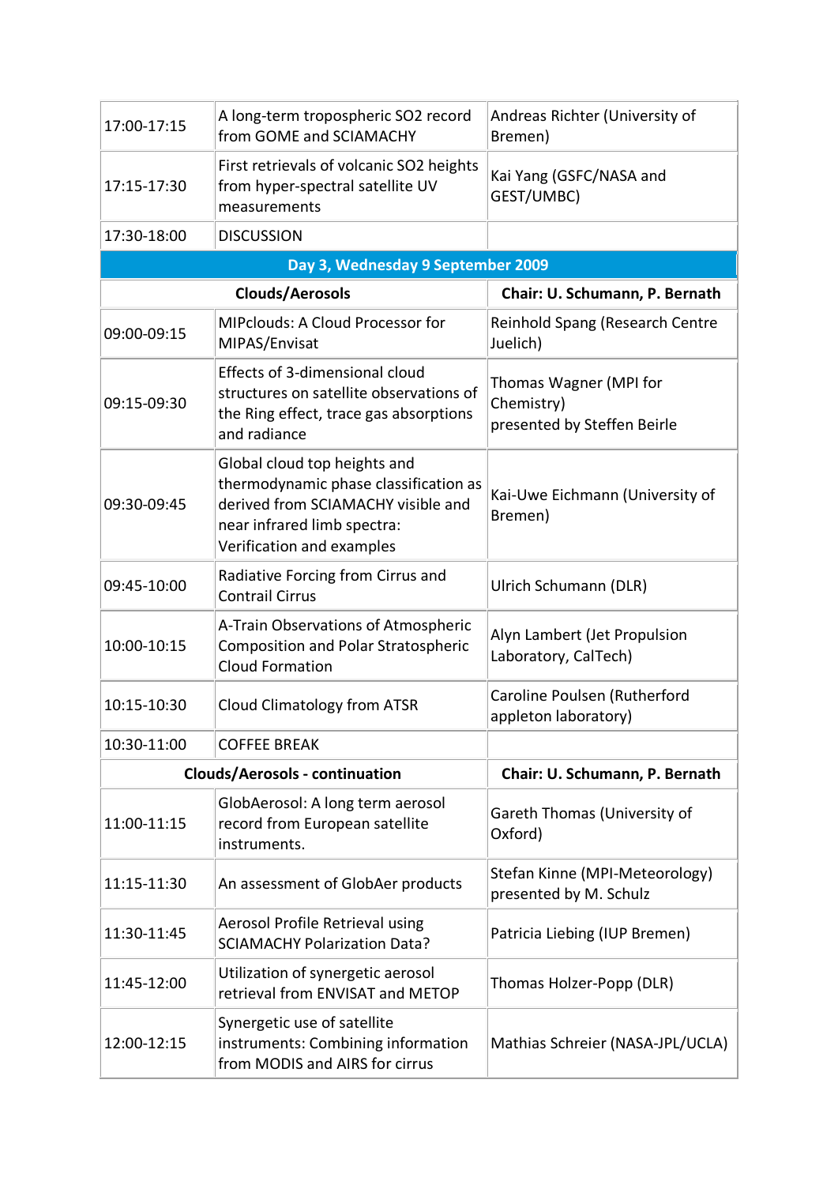| | | |
|---|---|---|
| 17:00-17:15 | A long-term tropospheric SO2 record from GOME and SCIAMACHY | Andreas Richter (University of Bremen) |
| 17:15-17:30 | First retrievals of volcanic SO2 heights from hyper-spectral satellite UV measurements | Kai Yang (GSFC/NASA and GEST/UMBC) |
| 17:30-18:00 | DISCUSSION | |
| **Day 3, Wednesday 9 September 2009** | | |
| **Clouds/Aerosols** | | **Chair: U. Schumann, P. Bernath** |
| 09:00-09:15 | MIPclouds: A Cloud Processor for MIPAS/Envisat | Reinhold Spang (Research Centre Juelich) |
| 09:15-09:30 | Effects of 3-dimensional cloud structures on satellite observations of the Ring effect, trace gas absorptions and radiance | Thomas Wagner (MPI for Chemistry) presented by Steffen Beirle |
| 09:30-09:45 | Global cloud top heights and thermodynamic phase classification as derived from SCIAMACHY visible and near infrared limb spectra: Verification and examples | Kai-Uwe Eichmann (University of Bremen) |
| 09:45-10:00 | Radiative Forcing from Cirrus and Contrail Cirrus | Ulrich Schumann (DLR) |
| 10:00-10:15 | A-Train Observations of Atmospheric Composition and Polar Stratospheric Cloud Formation | Alyn Lambert (Jet Propulsion Laboratory, CalTech) |
| 10:15-10:30 | Cloud Climatology from ATSR | Caroline Poulsen (Rutherford appleton laboratory) |
| 10:30-11:00 | COFFEE BREAK | |
| **Clouds/Aerosols - continuation** | | **Chair: U. Schumann, P. Bernath** |
| 11:00-11:15 | GlobAerosol: A long term aerosol record from European satellite instruments. | Gareth Thomas (University of Oxford) |
| 11:15-11:30 | An assessment of GlobAer products | Stefan Kinne (MPI-Meteorology) presented by M. Schulz |
| 11:30-11:45 | Aerosol Profile Retrieval using SCIAMACHY Polarization Data? | Patricia Liebing (IUP Bremen) |
| 11:45-12:00 | Utilization of synergetic aerosol retrieval from ENVISAT and METOP | Thomas Holzer-Popp (DLR) |
| 12:00-12:15 | Synergetic use of satellite instruments: Combining information from MODIS and AIRS for cirrus | Mathias Schreier (NASA-JPL/UCLA) |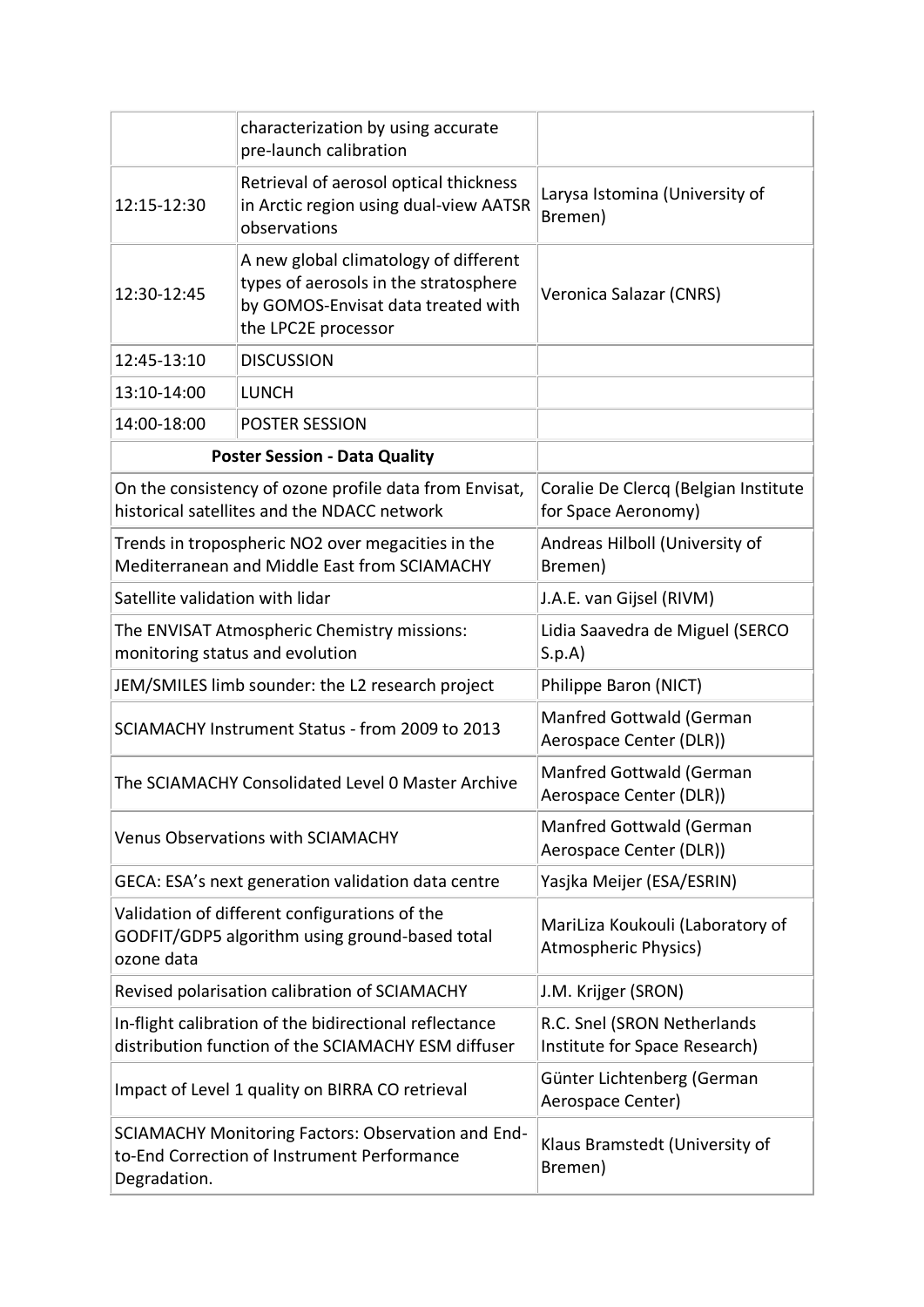| | | |
|---|---|---|
| | characterization by using accurate pre-launch calibration | |
| 12:15-12:30 | Retrieval of aerosol optical thickness in Arctic region using dual-view AATSR observations | Larysa Istomina (University of Bremen) |
| 12:30-12:45 | A new global climatology of different types of aerosols in the stratosphere by GOMOS-Envisat data treated with the LPC2E processor | Veronica Salazar (CNRS) |
| 12:45-13:10 | DISCUSSION | |
| 13:10-14:00 | LUNCH | |
| 14:00-18:00 | POSTER SESSION | |
| **Poster Session - Data Quality** | | |
| On the consistency of ozone profile data from Envisat, historical satellites and the NDACC network | | Coralie De Clercq (Belgian Institute for Space Aeronomy) |
| Trends in tropospheric NO2 over megacities in the Mediterranean and Middle East from SCIAMACHY | | Andreas Hilboll (University of Bremen) |
| Satellite validation with lidar | | J.A.E. van Gijsel (RIVM) |
| The ENVISAT Atmospheric Chemistry missions: monitoring status and evolution | | Lidia Saavedra de Miguel (SERCO S.p.A) |
| JEM/SMILES limb sounder: the L2 research project | | Philippe Baron (NICT) |
| SCIAMACHY Instrument Status - from 2009 to 2013 | | Manfred Gottwald (German Aerospace Center (DLR)) |
| The SCIAMACHY Consolidated Level 0 Master Archive | | Manfred Gottwald (German Aerospace Center (DLR)) |
| Venus Observations with SCIAMACHY | | Manfred Gottwald (German Aerospace Center (DLR)) |
| GECA: ESA's next generation validation data centre | | Yasjka Meijer (ESA/ESRIN) |
| Validation of different configurations of the GODFIT/GDP5 algorithm using ground-based total ozone data | | MariLiza Koukouli (Laboratory of Atmospheric Physics) |
| Revised polarisation calibration of SCIAMACHY | | J.M. Krijger (SRON) |
| In-flight calibration of the bidirectional reflectance distribution function of the SCIAMACHY ESM diffuser | | R.C. Snel (SRON Netherlands Institute for Space Research) |
| Impact of Level 1 quality on BIRRA CO retrieval | | Günter Lichtenberg (German Aerospace Center) |
| SCIAMACHY Monitoring Factors: Observation and End-to-End Correction of Instrument Performance Degradation. | | Klaus Bramstedt (University of Bremen) |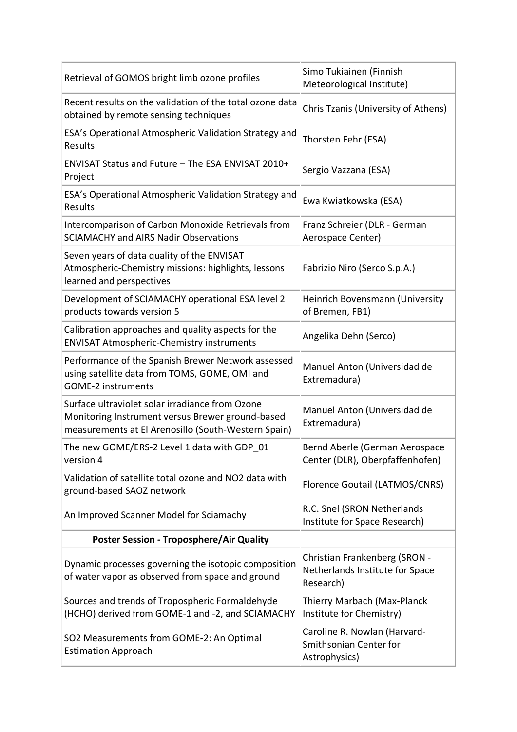| | |
|---|---|
| Retrieval of GOMOS bright limb ozone profiles | Simo Tukiainen (Finnish Meteorological Institute) |
| Recent results on the validation of the total ozone data obtained by remote sensing techniques | Chris Tzanis (University of Athens) |
| ESA's Operational Atmospheric Validation Strategy and Results | Thorsten Fehr (ESA) |
| ENVISAT Status and Future – The ESA ENVISAT 2010+ Project | Sergio Vazzana (ESA) |
| ESA's Operational Atmospheric Validation Strategy and Results | Ewa Kwiatkowska (ESA) |
| Intercomparison of Carbon Monoxide Retrievals from SCIAMACHY and AIRS Nadir Observations | Franz Schreier (DLR - German Aerospace Center) |
| Seven years of data quality of the ENVISAT Atmospheric-Chemistry missions: highlights, lessons learned and perspectives | Fabrizio Niro (Serco S.p.A.) |
| Development of SCIAMACHY operational ESA level 2 products towards version 5 | Heinrich Bovensmann (University of Bremen, FB1) |
| Calibration approaches and quality aspects for the ENVISAT Atmospheric-Chemistry instruments | Angelika Dehn (Serco) |
| Performance of the Spanish Brewer Network assessed using satellite data from TOMS, GOME, OMI and GOME-2 instruments | Manuel Anton (Universidad de Extremadura) |
| Surface ultraviolet solar irradiance from Ozone Monitoring Instrument versus Brewer ground-based measurements at El Arenosillo (South-Western Spain) | Manuel Anton (Universidad de Extremadura) |
| The new GOME/ERS-2 Level 1 data with GDP_01 version 4 | Bernd Aberle (German Aerospace Center (DLR), Oberpfaffenhofen) |
| Validation of satellite total ozone and NO2 data with ground-based SAOZ network | Florence Goutail (LATMOS/CNRS) |
| An Improved Scanner Model for Sciamachy | R.C. Snel (SRON Netherlands Institute for Space Research) |
| **Poster Session - Troposphere/Air Quality** | |
| Dynamic processes governing the isotopic composition of water vapor as observed from space and ground | Christian Frankenberg (SRON - Netherlands Institute for Space Research) |
| Sources and trends of Tropospheric Formaldehyde (HCHO) derived from GOME-1 and -2, and SCIAMACHY | Thierry Marbach (Max-Planck Institute for Chemistry) |
| SO2 Measurements from GOME-2: An Optimal Estimation Approach | Caroline R. Nowlan (Harvard-Smithsonian Center for Astrophysics) |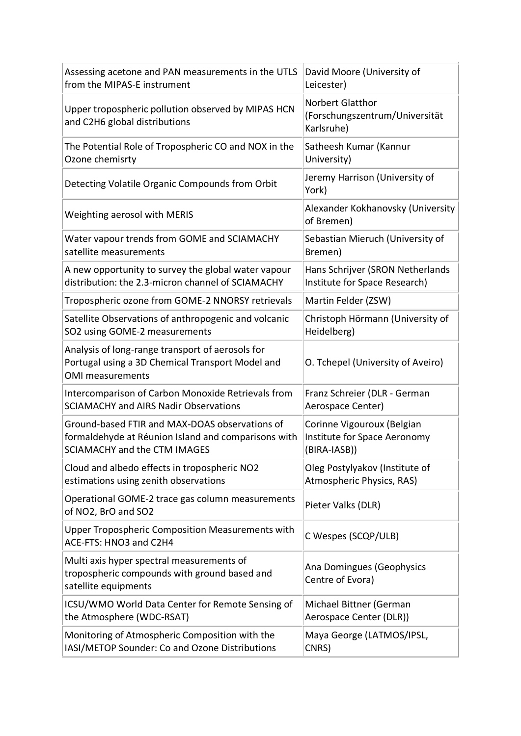| | |
|---|---|
| Assessing acetone and PAN measurements in the UTLS from the MIPAS-E instrument | David Moore (University of Leicester) |
| Upper tropospheric pollution observed by MIPAS HCN and C2H6 global distributions | Norbert Glatthor (Forschungszentrum/Universität Karlsruhe) |
| The Potential Role of Tropospheric CO and NOX in the Ozone chemisrty | Satheesh Kumar (Kannur University) |
| Detecting Volatile Organic Compounds from Orbit | Jeremy Harrison (University of York) |
| Weighting aerosol with MERIS | Alexander Kokhanovsky (University of Bremen) |
| Water vapour trends from GOME and SCIAMACHY satellite measurements | Sebastian Mieruch (University of Bremen) |
| A new opportunity to survey the global water vapour distribution: the 2.3-micron channel of SCIAMACHY | Hans Schrijver (SRON Netherlands Institute for Space Research) |
| Tropospheric ozone from GOME-2 NNORSY retrievals | Martin Felder (ZSW) |
| Satellite Observations of anthropogenic and volcanic SO2 using GOME-2 measurements | Christoph Hörmann (University of Heidelberg) |
| Analysis of long-range transport of aerosols for Portugal using a 3D Chemical Transport Model and OMI measurements | O. Tchepel (University of Aveiro) |
| Intercomparison of Carbon Monoxide Retrievals from SCIAMACHY and AIRS Nadir Observations | Franz Schreier (DLR - German Aerospace Center) |
| Ground-based FTIR and MAX-DOAS observations of formaldehyde at Réunion Island and comparisons with SCIAMACHY and the CTM IMAGES | Corinne Vigouroux (Belgian Institute for Space Aeronomy (BIRA-IASB)) |
| Cloud and albedo effects in tropospheric NO2 estimations using zenith observations | Oleg Postylyakov (Institute of Atmospheric Physics, RAS) |
| Operational GOME-2 trace gas column measurements of NO2, BrO and SO2 | Pieter Valks (DLR) |
| Upper Tropospheric Composition Measurements with ACE-FTS: HNO3 and C2H4 | C Wespes (SCQP/ULB) |
| Multi axis hyper spectral measurements of tropospheric compounds with ground based and satellite equipments | Ana Domingues (Geophysics Centre of Evora) |
| ICSU/WMO World Data Center for Remote Sensing of the Atmosphere (WDC-RSAT) | Michael Bittner (German Aerospace Center (DLR)) |
| Monitoring of Atmospheric Composition with the IASI/METOP Sounder: Co and Ozone Distributions | Maya George (LATMOS/IPSL, CNRS) |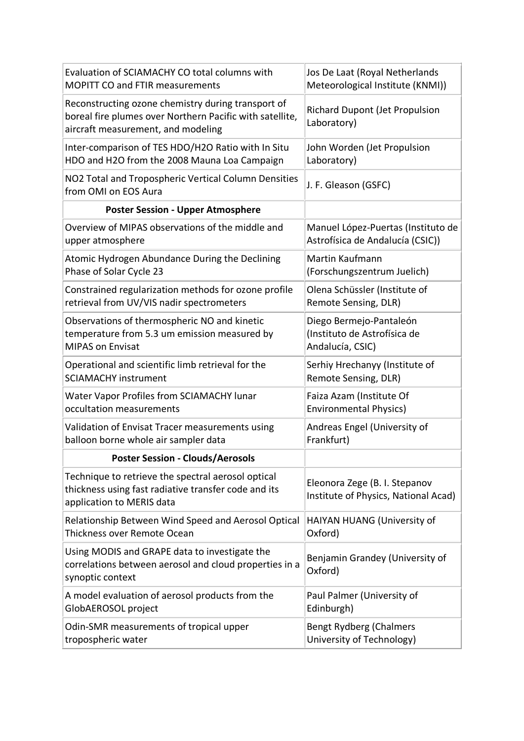| | |
|---|---|
| Evaluation of SCIAMACHY CO total columns with MOPITT CO and FTIR measurements | Jos De Laat (Royal Netherlands Meteorological Institute (KNMI)) |
| Reconstructing ozone chemistry during transport of boreal fire plumes over Northern Pacific with satellite, aircraft measurement, and modeling | Richard Dupont (Jet Propulsion Laboratory) |
| Inter-comparison of TES HDO/H2O Ratio with In Situ HDO and H2O from the 2008 Mauna Loa Campaign | John Worden (Jet Propulsion Laboratory) |
| NO2 Total and Tropospheric Vertical Column Densities from OMI on EOS Aura | J. F. Gleason (GSFC) |
| **Poster Session - Upper Atmosphere** | |
| Overview of MIPAS observations of the middle and upper atmosphere | Manuel López-Puertas (Instituto de Astrofísica de Andalucía (CSIC)) |
| Atomic Hydrogen Abundance During the Declining Phase of Solar Cycle 23 | Martin Kaufmann (Forschungszentrum Juelich) |
| Constrained regularization methods for ozone profile retrieval from UV/VIS nadir spectrometers | Olena Schüssler (Institute of Remote Sensing, DLR) |
| Observations of thermospheric NO and kinetic temperature from 5.3 um emission measured by MIPAS on Envisat | Diego Bermejo-Pantaleón (Instituto de Astrofísica de Andalucía, CSIC) |
| Operational and scientific limb retrieval for the SCIAMACHY instrument | Serhiy Hrechanyy (Institute of Remote Sensing, DLR) |
| Water Vapor Profiles from SCIAMACHY lunar occultation measurements | Faiza Azam (Institute Of Environmental Physics) |
| Validation of Envisat Tracer measurements using balloon borne whole air sampler data | Andreas Engel (University of Frankfurt) |
| **Poster Session - Clouds/Aerosols** | |
| Technique to retrieve the spectral aerosol optical thickness using fast radiative transfer code and its application to MERIS data | Eleonora Zege (B. I. Stepanov Institute of Physics, National Acad) |
| Relationship Between Wind Speed and Aerosol Optical Thickness over Remote Ocean | HAIYAN HUANG (University of Oxford) |
| Using MODIS and GRAPE data to investigate the correlations between aerosol and cloud properties in a synoptic context | Benjamin Grandey (University of Oxford) |
| A model evaluation of aerosol products from the GlobAEROSOL project | Paul Palmer (University of Edinburgh) |
| Odin-SMR measurements of tropical upper tropospheric water | Bengt Rydberg (Chalmers University of Technology) |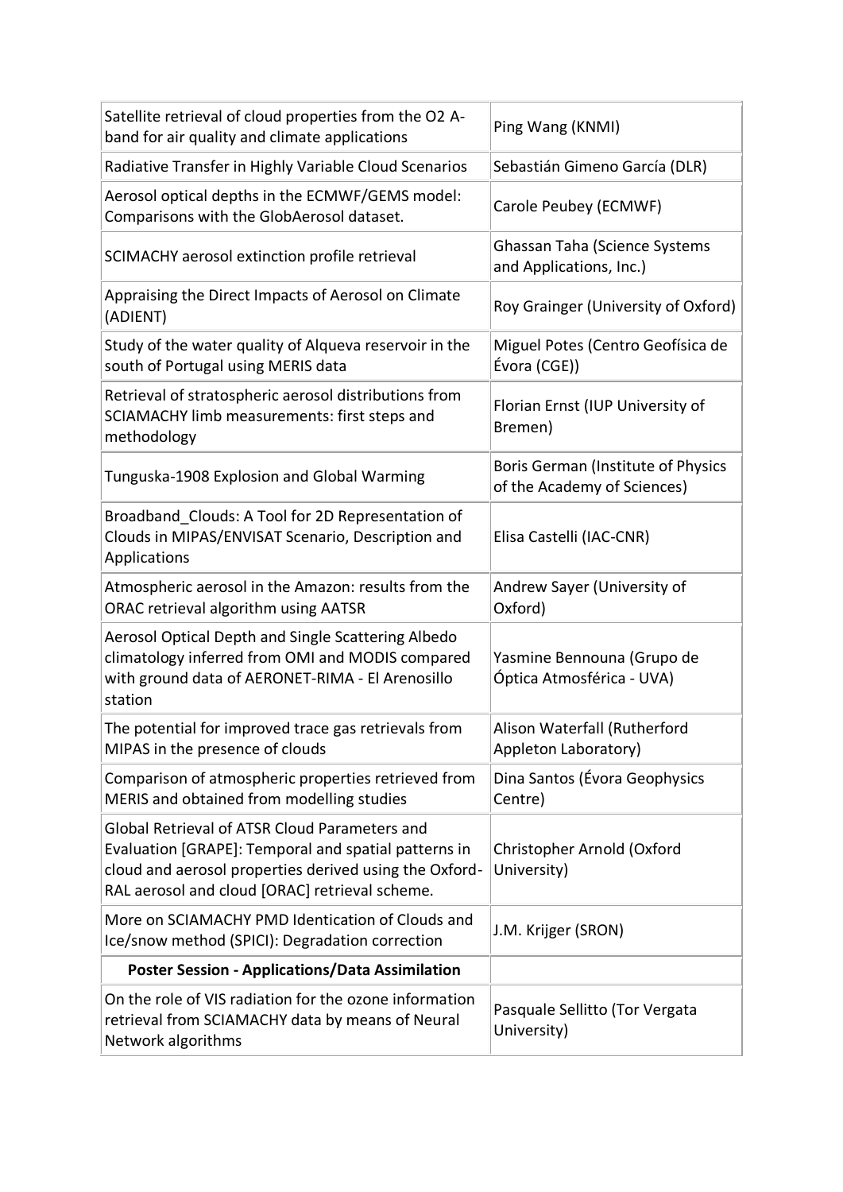| | |
|---|---|
| Satellite retrieval of cloud properties from the O2 A-band for air quality and climate applications | Ping Wang (KNMI) |
| Radiative Transfer in Highly Variable Cloud Scenarios | Sebastián Gimeno García (DLR) |
| Aerosol optical depths in the ECMWF/GEMS model: Comparisons with the GlobAerosol dataset. | Carole Peubey (ECMWF) |
| SCIMACHY aerosol extinction profile retrieval | Ghassan Taha (Science Systems and Applications, Inc.) |
| Appraising the Direct Impacts of Aerosol on Climate (ADIENT) | Roy Grainger (University of Oxford) |
| Study of the water quality of Alqueva reservoir in the south of Portugal using MERIS data | Miguel Potes (Centro Geofísica de Évora (CGE)) |
| Retrieval of stratospheric aerosol distributions from SCIAMACHY limb measurements: first steps and methodology | Florian Ernst (IUP University of Bremen) |
| Tunguska-1908 Explosion and Global Warming | Boris German (Institute of Physics of the Academy of Sciences) |
| Broadband_Clouds: A Tool for 2D Representation of Clouds in MIPAS/ENVISAT Scenario, Description and Applications | Elisa Castelli (IAC-CNR) |
| Atmospheric aerosol in the Amazon: results from the ORAC retrieval algorithm using AATSR | Andrew Sayer (University of Oxford) |
| Aerosol Optical Depth and Single Scattering Albedo climatology inferred from OMI and MODIS compared with ground data of AERONET-RIMA - El Arenosillo station | Yasmine Bennouna (Grupo de Óptica Atmosférica - UVA) |
| The potential for improved trace gas retrievals from MIPAS in the presence of clouds | Alison Waterfall (Rutherford Appleton Laboratory) |
| Comparison of atmospheric properties retrieved from MERIS and obtained from modelling studies | Dina Santos (Évora Geophysics Centre) |
| Global Retrieval of ATSR Cloud Parameters and Evaluation [GRAPE]: Temporal and spatial patterns in cloud and aerosol properties derived using the Oxford-RAL aerosol and cloud [ORAC] retrieval scheme. | Christopher Arnold (Oxford University) |
| More on SCIAMACHY PMD Identication of Clouds and Ice/snow method (SPICI): Degradation correction | J.M. Krijger (SRON) |
| **Poster Session - Applications/Data Assimilation** | |
| On the role of VIS radiation for the ozone information retrieval from SCIAMACHY data by means of Neural Network algorithms | Pasquale Sellitto (Tor Vergata University) |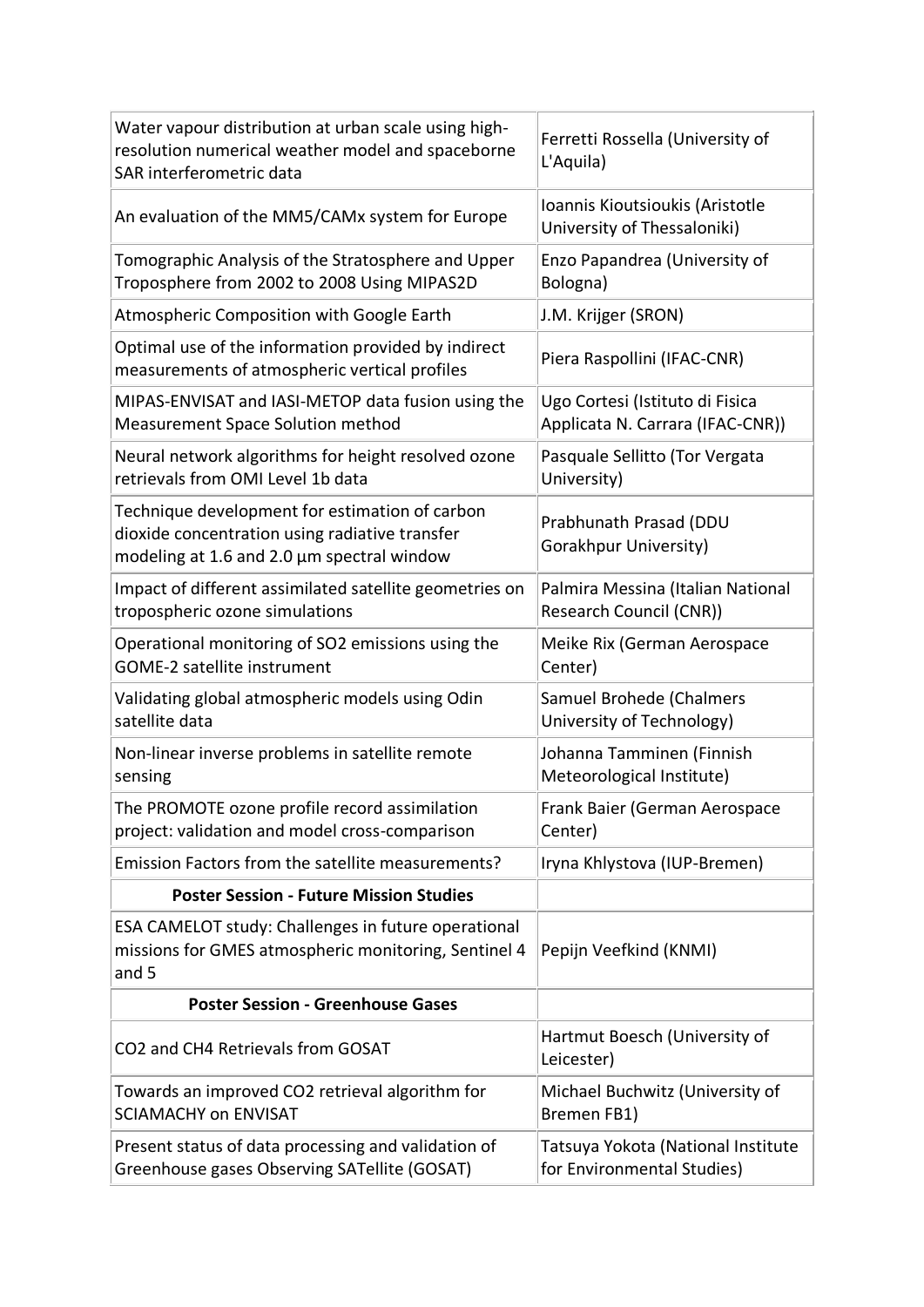| | |
|---|---|
| Water vapour distribution at urban scale using high-resolution numerical weather model and spaceborne SAR interferometric data | Ferretti Rossella (University of L'Aquila) |
| An evaluation of the MM5/CAMx system for Europe | Ioannis Kioutsioukis (Aristotle University of Thessaloniki) |
| Tomographic Analysis of the Stratosphere and Upper Troposphere from 2002 to 2008 Using MIPAS2D | Enzo Papandrea (University of Bologna) |
| Atmospheric Composition with Google Earth | J.M. Krijger (SRON) |
| Optimal use of the information provided by indirect measurements of atmospheric vertical profiles | Piera Raspollini (IFAC-CNR) |
| MIPAS-ENVISAT and IASI-METOP data fusion using the Measurement Space Solution method | Ugo Cortesi (Istituto di Fisica Applicata N. Carrara (IFAC-CNR)) |
| Neural network algorithms for height resolved ozone retrievals from OMI Level 1b data | Pasquale Sellitto (Tor Vergata University) |
| Technique development for estimation of carbon dioxide concentration using radiative transfer modeling at 1.6 and 2.0 µm spectral window | Prabhunath Prasad (DDU Gorakhpur University) |
| Impact of different assimilated satellite geometries on tropospheric ozone simulations | Palmira Messina (Italian National Research Council (CNR)) |
| Operational monitoring of SO2 emissions using the GOME-2 satellite instrument | Meike Rix (German Aerospace Center) |
| Validating global atmospheric models using Odin satellite data | Samuel Brohede (Chalmers University of Technology) |
| Non-linear inverse problems in satellite remote sensing | Johanna Tamminen (Finnish Meteorological Institute) |
| The PROMOTE ozone profile record assimilation project: validation and model cross-comparison | Frank Baier (German Aerospace Center) |
| Emission Factors from the satellite measurements? | Iryna Khlystova (IUP-Bremen) |
| **Poster Session - Future Mission Studies** | |
| ESA CAMELOT study: Challenges in future operational missions for GMES atmospheric monitoring, Sentinel 4 and 5 | Pepijn Veefkind (KNMI) |
| **Poster Session - Greenhouse Gases** | |
| CO2 and CH4 Retrievals from GOSAT | Hartmut Boesch (University of Leicester) |
| Towards an improved CO2 retrieval algorithm for SCIAMACHY on ENVISAT | Michael Buchwitz (University of Bremen FB1) |
| Present status of data processing and validation of Greenhouse gases Observing SATellite (GOSAT) | Tatsuya Yokota (National Institute for Environmental Studies) |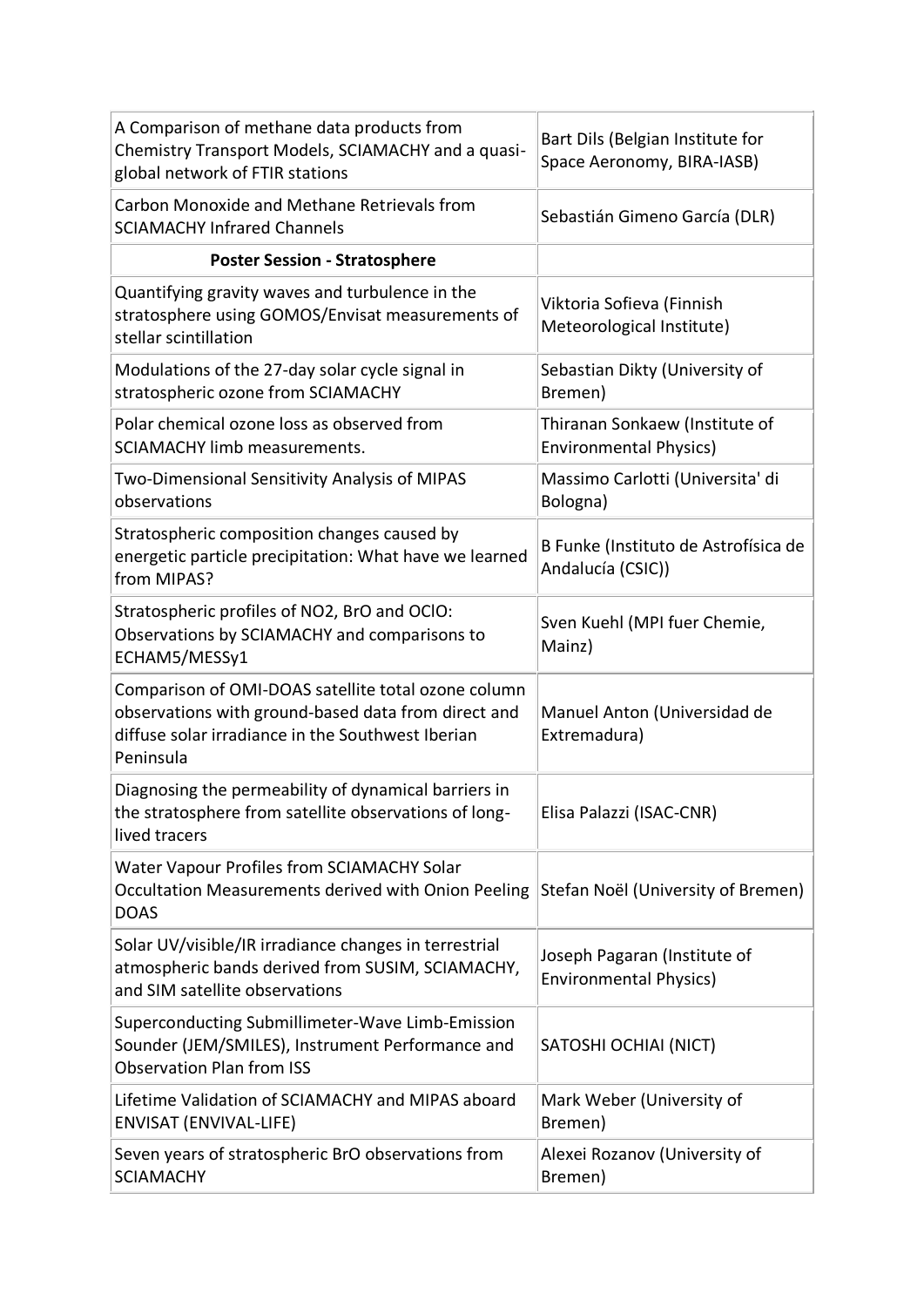| | |
|---|---|
| A Comparison of methane data products from Chemistry Transport Models, SCIAMACHY and a quasi-global network of FTIR stations | Bart Dils (Belgian Institute for Space Aeronomy, BIRA-IASB) |
| Carbon Monoxide and Methane Retrievals from SCIAMACHY Infrared Channels | Sebastián Gimeno García (DLR) |
| **Poster Session - Stratosphere** | |
| Quantifying gravity waves and turbulence in the stratosphere using GOMOS/Envisat measurements of stellar scintillation | Viktoria Sofieva (Finnish Meteorological Institute) |
| Modulations of the 27-day solar cycle signal in stratospheric ozone from SCIAMACHY | Sebastian Dikty (University of Bremen) |
| Polar chemical ozone loss as observed from SCIAMACHY limb measurements. | Thiranan Sonkaew (Institute of Environmental Physics) |
| Two-Dimensional Sensitivity Analysis of MIPAS observations | Massimo Carlotti (Universita' di Bologna) |
| Stratospheric composition changes caused by energetic particle precipitation: What have we learned from MIPAS? | B Funke (Instituto de Astrofísica de Andalucía (CSIC)) |
| Stratospheric profiles of NO2, BrO and OClO: Observations by SCIAMACHY and comparisons to ECHAM5/MESSy1 | Sven Kuehl (MPI fuer Chemie, Mainz) |
| Comparison of OMI-DOAS satellite total ozone column observations with ground-based data from direct and diffuse solar irradiance in the Southwest Iberian Peninsula | Manuel Anton (Universidad de Extremadura) |
| Diagnosing the permeability of dynamical barriers in the stratosphere from satellite observations of long-lived tracers | Elisa Palazzi (ISAC-CNR) |
| Water Vapour Profiles from SCIAMACHY Solar Occultation Measurements derived with Onion Peeling DOAS | Stefan Noël (University of Bremen) |
| Solar UV/visible/IR irradiance changes in terrestrial atmospheric bands derived from SUSIM, SCIAMACHY, and SIM satellite observations | Joseph Pagaran (Institute of Environmental Physics) |
| Superconducting Submillimeter-Wave Limb-Emission Sounder (JEM/SMILES), Instrument Performance and Observation Plan from ISS | SATOSHI OCHIAI (NICT) |
| Lifetime Validation of SCIAMACHY and MIPAS aboard ENVISAT (ENVIVAL-LIFE) | Mark Weber (University of Bremen) |
| Seven years of stratospheric BrO observations from SCIAMACHY | Alexei Rozanov (University of Bremen) |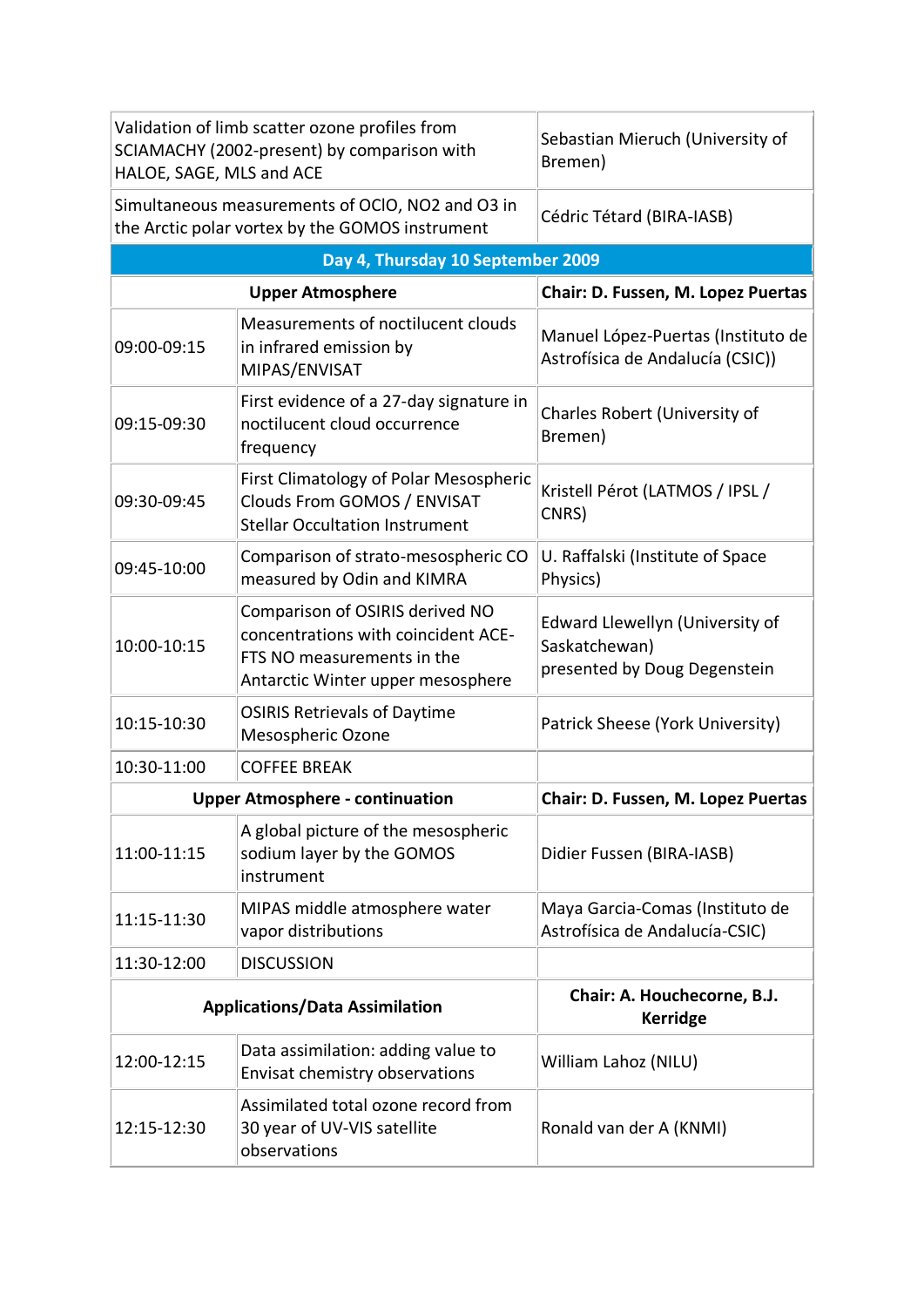| | | |
|---|---|---|
| Validation of limb scatter ozone profiles from SCIAMACHY (2002-present) by comparison with HALOE, SAGE, MLS and ACE | | Sebastian Mieruch (University of Bremen) |
| Simultaneous measurements of OClO, NO2 and O3 in the Arctic polar vortex by the GOMOS instrument | | Cédric Tétard (BIRA-IASB) |
| **Day 4, Thursday 10 September 2009** | | |
| **Upper Atmosphere** | | **Chair: D. Fussen, M. Lopez Puertas** |
| 09:00-09:15 | Measurements of noctilucent clouds in infrared emission by MIPAS/ENVISAT | Manuel López-Puertas (Instituto de Astrofísica de Andalucía (CSIC)) |
| 09:15-09:30 | First evidence of a 27-day signature in noctilucent cloud occurrence frequency | Charles Robert (University of Bremen) |
| 09:30-09:45 | First Climatology of Polar Mesospheric Clouds From GOMOS / ENVISAT Stellar Occultation Instrument | Kristell Pérot (LATMOS / IPSL / CNRS) |
| 09:45-10:00 | Comparison of strato-mesospheric CO measured by Odin and KIMRA | U. Raffalski (Institute of Space Physics) |
| 10:00-10:15 | Comparison of OSIRIS derived NO concentrations with coincident ACE-FTS NO measurements in the Antarctic Winter upper mesosphere | Edward Llewellyn (University of Saskatchewan) presented by Doug Degenstein |
| 10:15-10:30 | OSIRIS Retrievals of Daytime Mesospheric Ozone | Patrick Sheese (York University) |
| 10:30-11:00 | COFFEE BREAK | |
| **Upper Atmosphere - continuation** | | **Chair: D. Fussen, M. Lopez Puertas** |
| 11:00-11:15 | A global picture of the mesospheric sodium layer by the GOMOS instrument | Didier Fussen (BIRA-IASB) |
| 11:15-11:30 | MIPAS middle atmosphere water vapor distributions | Maya Garcia-Comas (Instituto de Astrofísica de Andalucía-CSIC) |
| 11:30-12:00 | DISCUSSION | |
| **Applications/Data Assimilation** | | **Chair: A. Houchecorne, B.J. Kerridge** |
| 12:00-12:15 | Data assimilation: adding value to Envisat chemistry observations | William Lahoz (NILU) |
| 12:15-12:30 | Assimilated total ozone record from 30 year of UV-VIS satellite observations | Ronald van der A (KNMI) |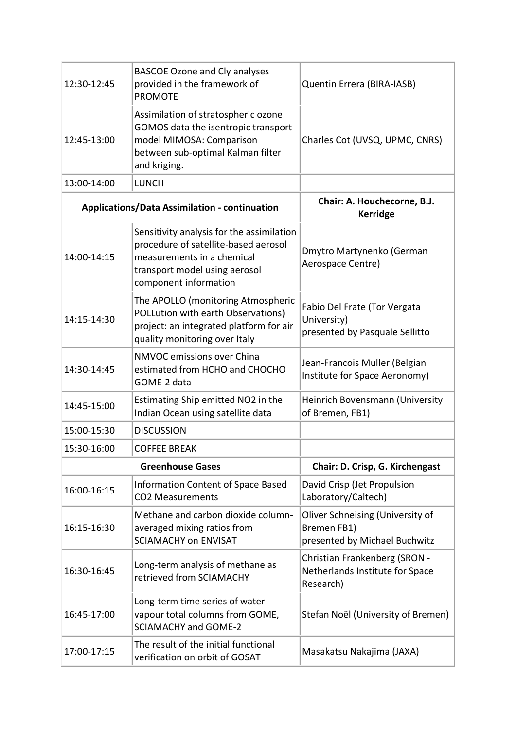| | | |
|---|---|---|
| 12:30-12:45 | BASCOE Ozone and Cly analyses provided in the framework of PROMOTE | Quentin Errera (BIRA-IASB) |
| 12:45-13:00 | Assimilation of stratospheric ozone GOMOS data the isentropic transport model MIMOSA: Comparison between sub-optimal Kalman filter and kriging. | Charles Cot (UVSQ, UPMC, CNRS) |
| 13:00-14:00 | LUNCH | |
| **Applications/Data Assimilation - continuation** | | **Chair: A. Houchecorne, B.J. Kerridge** |
| 14:00-14:15 | Sensitivity analysis for the assimilation procedure of satellite-based aerosol measurements in a chemical transport model using aerosol component information | Dmytro Martynenko (German Aerospace Centre) |
| 14:15-14:30 | The APOLLO (monitoring Atmospheric POLLution with earth Observations) project: an integrated platform for air quality monitoring over Italy | Fabio Del Frate (Tor Vergata University) presented by Pasquale Sellitto |
| 14:30-14:45 | NMVOC emissions over China estimated from HCHO and CHOCHO GOME-2 data | Jean-Francois Muller (Belgian Institute for Space Aeronomy) |
| 14:45-15:00 | Estimating Ship emitted NO2 in the Indian Ocean using satellite data | Heinrich Bovensmann (University of Bremen, FB1) |
| 15:00-15:30 | DISCUSSION | |
| 15:30-16:00 | COFFEE BREAK | |
| **Greenhouse Gases** | | **Chair: D. Crisp, G. Kirchengast** |
| 16:00-16:15 | Information Content of Space Based CO2 Measurements | David Crisp (Jet Propulsion Laboratory/Caltech) |
| 16:15-16:30 | Methane and carbon dioxide column-averaged mixing ratios from SCIAMACHY on ENVISAT | Oliver Schneising (University of Bremen FB1) presented by Michael Buchwitz |
| 16:30-16:45 | Long-term analysis of methane as retrieved from SCIAMACHY | Christian Frankenberg (SRON - Netherlands Institute for Space Research) |
| 16:45-17:00 | Long-term time series of water vapour total columns from GOME, SCIAMACHY and GOME-2 | Stefan Noël (University of Bremen) |
| 17:00-17:15 | The result of the initial functional verification on orbit of GOSAT | Masakatsu Nakajima (JAXA) |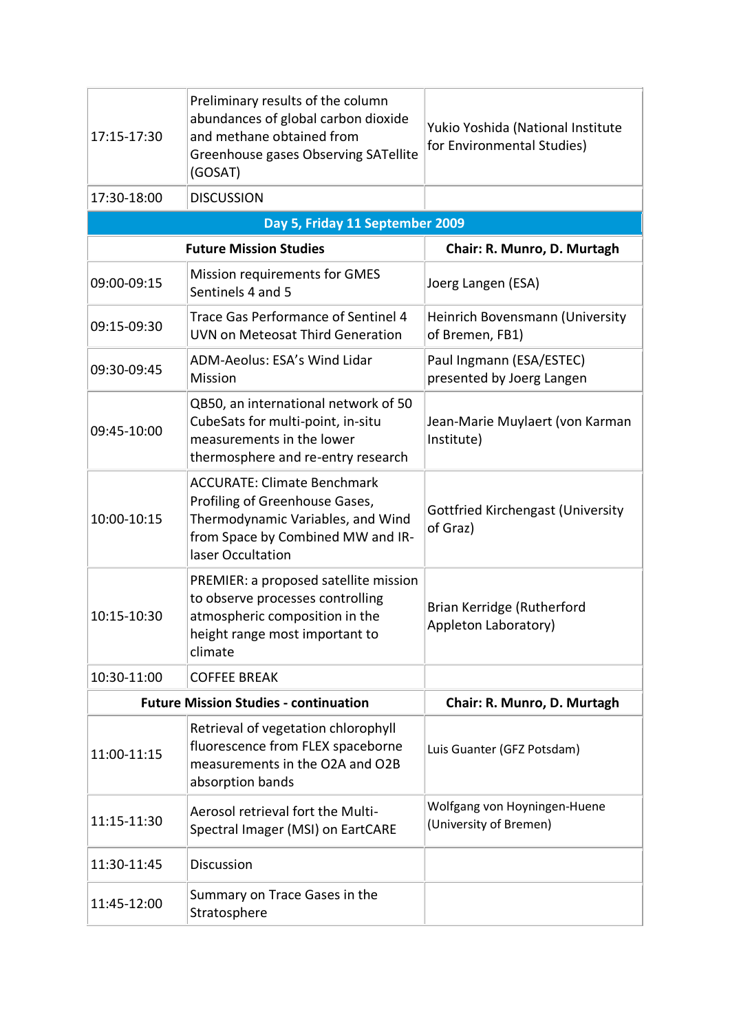| | | |
|---|---|---|
| 17:15-17:30 | Preliminary results of the column abundances of global carbon dioxide and methane obtained from Greenhouse gases Observing SATellite (GOSAT) | Yukio Yoshida (National Institute for Environmental Studies) |
| 17:30-18:00 | DISCUSSION | |
| **Day 5, Friday 11 September 2009** | | |
| **Future Mission Studies** | | **Chair: R. Munro, D. Murtagh** |
| 09:00-09:15 | Mission requirements for GMES Sentinels 4 and 5 | Joerg Langen (ESA) |
| 09:15-09:30 | Trace Gas Performance of Sentinel 4 UVN on Meteosat Third Generation | Heinrich Bovensmann (University of Bremen, FB1) |
| 09:30-09:45 | ADM-Aeolus: ESA's Wind Lidar Mission | Paul Ingmann (ESA/ESTEC) presented by Joerg Langen |
| 09:45-10:00 | QB50, an international network of 50 CubeSats for multi-point, in-situ measurements in the lower thermosphere and re-entry research | Jean-Marie Muylaert (von Karman Institute) |
| 10:00-10:15 | ACCURATE: Climate Benchmark Profiling of Greenhouse Gases, Thermodynamic Variables, and Wind from Space by Combined MW and IR-laser Occultation | Gottfried Kirchengast (University of Graz) |
| 10:15-10:30 | PREMIER: a proposed satellite mission to observe processes controlling atmospheric composition in the height range most important to climate | Brian Kerridge (Rutherford Appleton Laboratory) |
| 10:30-11:00 | COFFEE BREAK | |
| **Future Mission Studies - continuation** | | **Chair: R. Munro, D. Murtagh** |
| 11:00-11:15 | Retrieval of vegetation chlorophyll fluorescence from FLEX spaceborne measurements in the O2A and O2B absorption bands | Luis Guanter (GFZ Potsdam) |
| 11:15-11:30 | Aerosol retrieval fort the Multi-Spectral Imager (MSI) on EartCARE | Wolfgang von Hoyningen-Huene (University of Bremen) |
| 11:30-11:45 | Discussion | |
| 11:45-12:00 | Summary on Trace Gases in the Stratosphere | |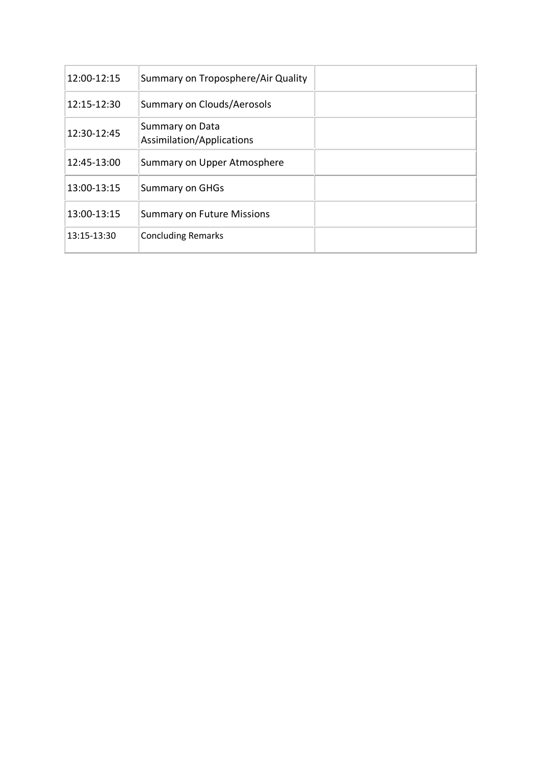| | | |
|---|---|---|
| 12:00-12:15 | Summary on Troposphere/Air Quality | |
| 12:15-12:30 | Summary on Clouds/Aerosols | |
| 12:30-12:45 | Summary on Data Assimilation/Applications | |
| 12:45-13:00 | Summary on Upper Atmosphere | |
| 13:00-13:15 | Summary on GHGs | |
| 13:00-13:15 | Summary on Future Missions | |
| 13:15-13:30 | Concluding Remarks | |